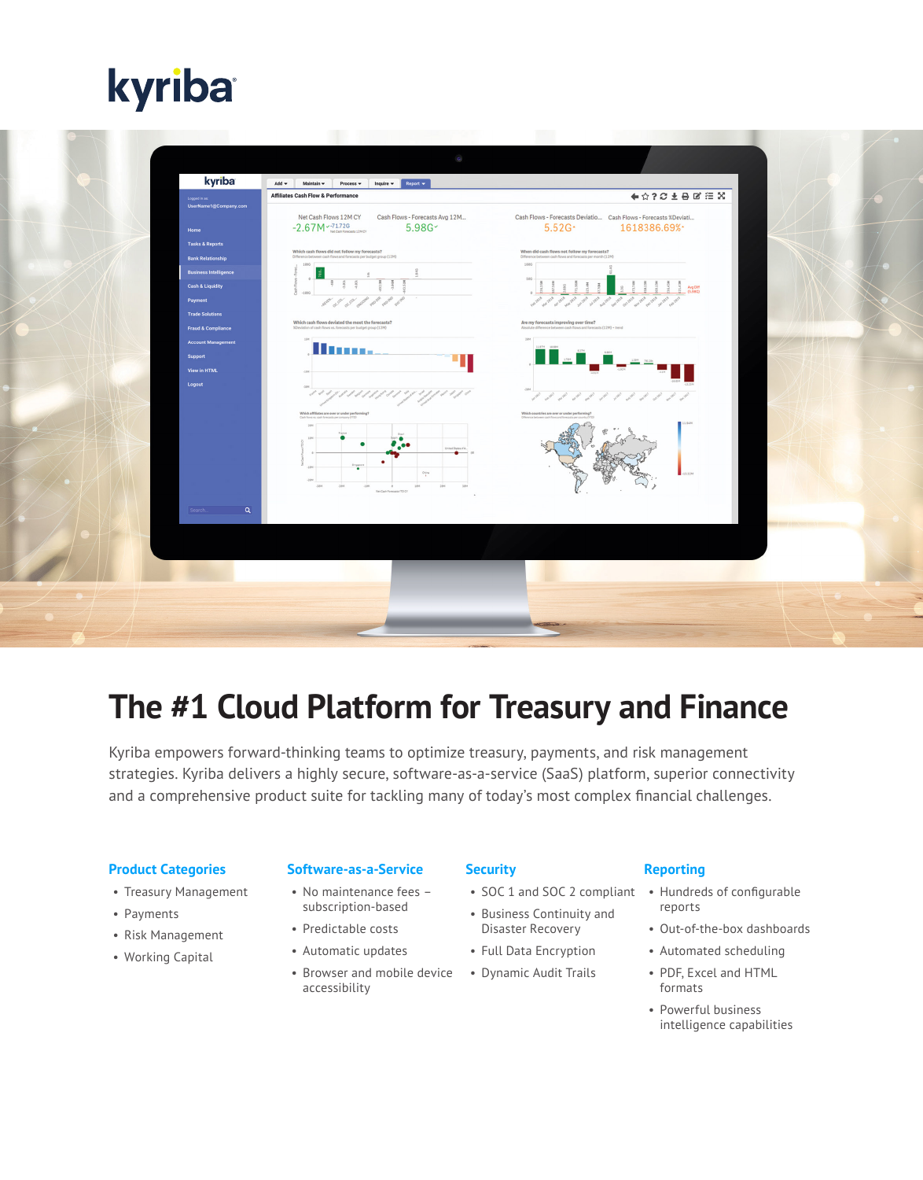kyriba

# The #1 Cloud Platform for Treasury and Finance

Kyriba empowers forward-thinking teams to optimize treasury, payments, and risk management strategies. Kyriba delivers a highly secure, software-as-a-service (SaaS) platform, superior connectivity and a comprehensive product suite for tackling many of today's most complex financial challenges.

### Product Categories

- Treasury Management
- Payments
- Risk Management
- Working Capital

### Software-as-a-Service

- No maintenance fees – subscription-based
- Predictable costs
- Automatic updates
- Browser and mobile device accessibility

### Security

- SOC 1 and SOC 2 compliant
- Business Continuity and Disaster Recovery
- Full Data Encryption
- Dynamic Audit Trails

### Reporting

- Hundreds of configurable reports
- Out-of-the-box dashboards
- Automated scheduling
- PDF, Excel and HTML formats
- Powerful business intelligence capabilities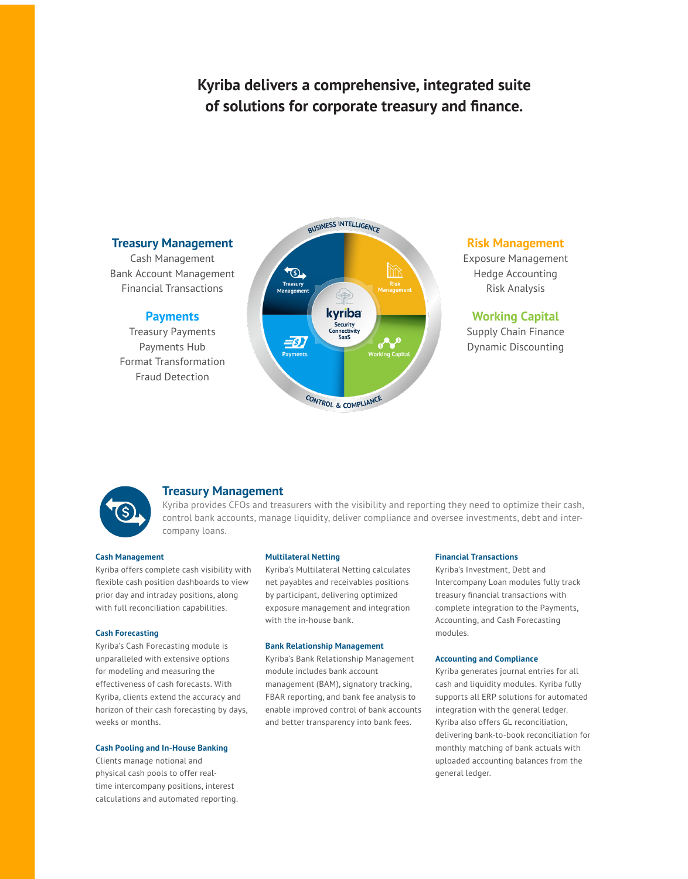# Kyriba delivers a comprehensive, integrated suite of solutions for corporate treasury and finance.

**Treasury Management**
Cash Management
Bank Account Management
Financial Transactions

**Payments**
Treasury Payments
Payments Hub
Format Transformation
Fraud Detection

**Risk Management**
Exposure Management
Hedge Accounting
Risk Analysis

**Working Capital**
Supply Chain Finance
Dynamic Discounting

## Treasury Management

Kyriba provides CFOs and treasurers with the visibility and reporting they need to optimize their cash, control bank accounts, manage liquidity, deliver compliance and oversee investments, debt and inter-company loans.

### Cash Management

Kyriba offers complete cash visibility with flexible cash position dashboards to view prior day and intraday positions, along with full reconciliation capabilities.

### Cash Forecasting

Kyriba's Cash Forecasting module is unparalleled with extensive options for modeling and measuring the effectiveness of cash forecasts. With Kyriba, clients extend the accuracy and horizon of their cash forecasting by days, weeks or months.

### Cash Pooling and In-House Banking

Clients manage notional and physical cash pools to offer real-time intercompany positions, interest calculations and automated reporting.

### Multilateral Netting

Kyriba's Multilateral Netting calculates net payables and receivables positions by participant, delivering optimized exposure management and integration with the in-house bank.

### Bank Relationship Management

Kyriba's Bank Relationship Management module includes bank account management (BAM), signatory tracking, FBAR reporting, and bank fee analysis to enable improved control of bank accounts and better transparency into bank fees.

### Financial Transactions

Kyriba's Investment, Debt and Intercompany Loan modules fully track treasury financial transactions with complete integration to the Payments, Accounting, and Cash Forecasting modules.

### Accounting and Compliance

Kyriba generates journal entries for all cash and liquidity modules. Kyriba fully supports all ERP solutions for automated integration with the general ledger. Kyriba also offers GL reconciliation, delivering bank-to-book reconciliation for monthly matching of bank actuals with uploaded accounting balances from the general ledger.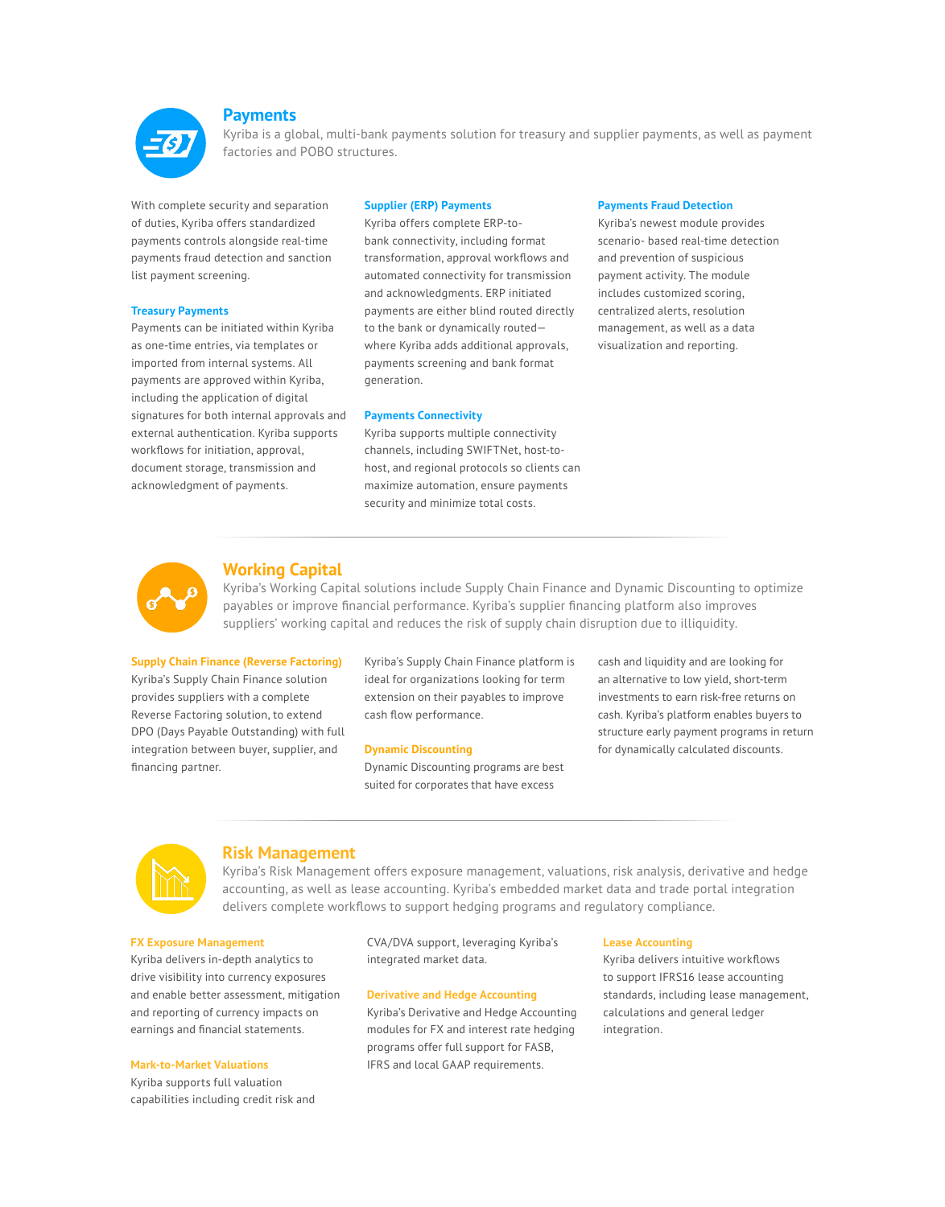## Payments

Kyriba is a global, multi-bank payments solution for treasury and supplier payments, as well as payment factories and POBO structures.

With complete security and separation of duties, Kyriba offers standardized payments controls alongside real-time payments fraud detection and sanction list payment screening.

### Treasury Payments

Payments can be initiated within Kyriba as one-time entries, via templates or imported from internal systems. All payments are approved within Kyriba, including the application of digital signatures for both internal approvals and external authentication. Kyriba supports workflows for initiation, approval, document storage, transmission and acknowledgment of payments.

### Supplier (ERP) Payments

Kyriba offers complete ERP-to-bank connectivity, including format transformation, approval workflows and automated connectivity for transmission and acknowledgments. ERP initiated payments are either blind routed directly to the bank or dynamically routed—where Kyriba adds additional approvals, payments screening and bank format generation.

### Payments Connectivity

Kyriba supports multiple connectivity channels, including SWIFTNet, host-to-host, and regional protocols so clients can maximize automation, ensure payments security and minimize total costs.

### Payments Fraud Detection

Kyriba's newest module provides scenario- based real-time detection and prevention of suspicious payment activity. The module includes customized scoring, centralized alerts, resolution management, as well as a data visualization and reporting.

## Working Capital

Kyriba's Working Capital solutions include Supply Chain Finance and Dynamic Discounting to optimize payables or improve financial performance. Kyriba's supplier financing platform also improves suppliers' working capital and reduces the risk of supply chain disruption due to illiquidity.

### Supply Chain Finance (Reverse Factoring)

Kyriba's Supply Chain Finance solution provides suppliers with a complete Reverse Factoring solution, to extend DPO (Days Payable Outstanding) with full integration between buyer, supplier, and financing partner.

Kyriba's Supply Chain Finance platform is ideal for organizations looking for term extension on their payables to improve cash flow performance.

### Dynamic Discounting

Dynamic Discounting programs are best suited for corporates that have excess cash and liquidity and are looking for an alternative to low yield, short-term investments to earn risk-free returns on cash. Kyriba's platform enables buyers to structure early payment programs in return for dynamically calculated discounts.

## Risk Management

Kyriba's Risk Management offers exposure management, valuations, risk analysis, derivative and hedge accounting, as well as lease accounting. Kyriba's embedded market data and trade portal integration delivers complete workflows to support hedging programs and regulatory compliance.

### FX Exposure Management

Kyriba delivers in-depth analytics to drive visibility into currency exposures and enable better assessment, mitigation and reporting of currency impacts on earnings and financial statements.

### Mark-to-Market Valuations

Kyriba supports full valuation capabilities including credit risk and CVA/DVA support, leveraging Kyriba's integrated market data.

### Derivative and Hedge Accounting

Kyriba's Derivative and Hedge Accounting modules for FX and interest rate hedging programs offer full support for FASB, IFRS and local GAAP requirements.

### Lease Accounting

Kyriba delivers intuitive workflows to support IFRS16 lease accounting standards, including lease management, calculations and general ledger integration.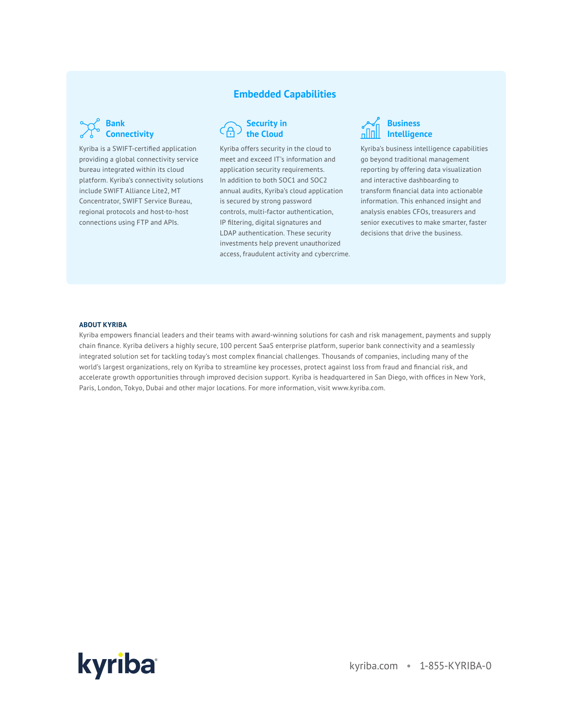## Embedded Capabilities

### Bank Connectivity

Kyriba is a SWIFT-certified application providing a global connectivity service bureau integrated within its cloud platform. Kyriba's connectivity solutions include SWIFT Alliance Lite2, MT Concentrator, SWIFT Service Bureau, regional protocols and host-to-host connections using FTP and APIs.

### Security in the Cloud

Kyriba offers security in the cloud to meet and exceed IT's information and application security requirements. In addition to both SOC1 and SOC2 annual audits, Kyriba's cloud application is secured by strong password controls, multi-factor authentication, IP filtering, digital signatures and LDAP authentication. These security investments help prevent unauthorized access, fraudulent activity and cybercrime.

### Business Intelligence

Kyriba's business intelligence capabilities go beyond traditional management reporting by offering data visualization and interactive dashboarding to transform financial data into actionable information. This enhanced insight and analysis enables CFOs, treasurers and senior executives to make smarter, faster decisions that drive the business.

**ABOUT KYRIBA**

Kyriba empowers financial leaders and their teams with award-winning solutions for cash and risk management, payments and supply chain finance. Kyriba delivers a highly secure, 100 percent SaaS enterprise platform, superior bank connectivity and a seamlessly integrated solution set for tackling today's most complex financial challenges. Thousands of companies, including many of the world's largest organizations, rely on Kyriba to streamline key processes, protect against loss from fraud and financial risk, and accelerate growth opportunities through improved decision support. Kyriba is headquartered in San Diego, with offices in New York, Paris, London, Tokyo, Dubai and other major locations. For more information, visit www.kyriba.com.

kyriba

kyriba.com • 1-855-KYRIBA-0